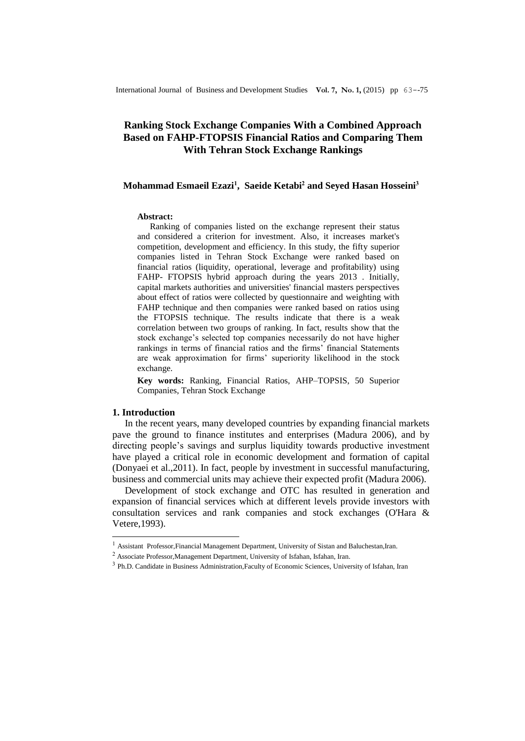# Ranking Stock Exchange Companies With a Combined Approach Based on FAHP-FTOPSIS Financial Ratios and Comparing Them With Tehran Stock Exchange Rankings

**Mohammad Esmaeil Ezazi[1], Saeide Ketabi[2] and Seyed Hasan Hosseini[3]**

**Abstract:**

Ranking of companies listed on the exchange represent their status and considered a criterion for investment. Also, it increases market's competition, development and efficiency. In this study, the fifty superior companies listed in Tehran Stock Exchange were ranked based on financial ratios (liquidity, operational, leverage and profitability) using FAHP- FTOPSIS hybrid approach during the years 2013 . Initially, capital markets authorities and universities' financial masters perspectives about effect of ratios were collected by questionnaire and weighting with FAHP technique and then companies were ranked based on ratios using the FTOPSIS technique. The results indicate that there is a weak correlation between two groups of ranking. In fact, results show that the stock exchange's selected top companies necessarily do not have higher rankings in terms of financial ratios and the firms' financial Statements are weak approximation for firms' superiority likelihood in the stock exchange.

**Key words:** Ranking, Financial Ratios, AHP–TOPSIS, 50 Superior Companies, Tehran Stock Exchange

## 1. Introduction

In the recent years, many developed countries by expanding financial markets pave the ground to finance institutes and enterprises (Madura 2006), and by directing people's savings and surplus liquidity towards productive investment have played a critical role in economic development and formation of capital (Donyaei et al.,2011). In fact, people by investment in successful manufacturing, business and commercial units may achieve their expected profit (Madura 2006).

Development of stock exchange and OTC has resulted in generation and expansion of financial services which at different levels provide investors with consultation services and rank companies and stock exchanges (O'Hara & Vetere,1993).

---

[1] Assistant Professor,Financial Management Department, University of Sistan and Baluchestan,Iran.

[2] Associate Professor,Management Department, University of Isfahan, Isfahan, Iran.

[3] Ph.D. Candidate in Business Administration,Faculty of Economic Sciences, University of Isfahan, Iran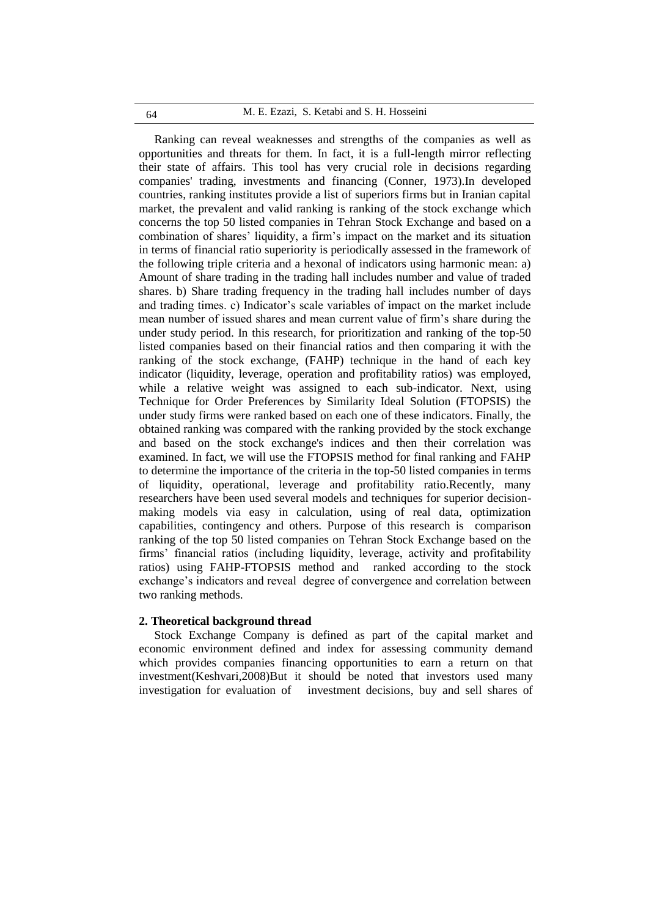Ranking can reveal weaknesses and strengths of the companies as well as opportunities and threats for them. In fact, it is a full-length mirror reflecting their state of affairs. This tool has very crucial role in decisions regarding companies' trading, investments and financing (Conner, 1973).In developed countries, ranking institutes provide a list of superiors firms but in Iranian capital market, the prevalent and valid ranking is ranking of the stock exchange which concerns the top 50 listed companies in Tehran Stock Exchange and based on a combination of shares' liquidity, a firm's impact on the market and its situation in terms of financial ratio superiority is periodically assessed in the framework of the following triple criteria and a hexonal of indicators using harmonic mean: a) Amount of share trading in the trading hall includes number and value of traded shares. b) Share trading frequency in the trading hall includes number of days and trading times. c) Indicator's scale variables of impact on the market include mean number of issued shares and mean current value of firm's share during the under study period. In this research, for prioritization and ranking of the top-50 listed companies based on their financial ratios and then comparing it with the ranking of the stock exchange, (FAHP) technique in the hand of each key indicator (liquidity, leverage, operation and profitability ratios) was employed, while a relative weight was assigned to each sub-indicator. Next, using Technique for Order Preferences by Similarity Ideal Solution (FTOPSIS) the under study firms were ranked based on each one of these indicators. Finally, the obtained ranking was compared with the ranking provided by the stock exchange and based on the stock exchange's indices and then their correlation was examined. In fact, we will use the FTOPSIS method for final ranking and FAHP to determine the importance of the criteria in the top-50 listed companies in terms of liquidity, operational, leverage and profitability ratio.Recently, many researchers have been used several models and techniques for superior decision-making models via easy in calculation, using of real data, optimization capabilities, contingency and others. Purpose of this research is comparison ranking of the top 50 listed companies on Tehran Stock Exchange based on the firms' financial ratios (including liquidity, leverage, activity and profitability ratios) using FAHP-FTOPSIS method and ranked according to the stock exchange's indicators and reveal degree of convergence and correlation between two ranking methods.

## 2. Theoretical background thread

Stock Exchange Company is defined as part of the capital market and economic environment defined and index for assessing community demand which provides companies financing opportunities to earn a return on that investment(Keshvari,2008)But it should be noted that investors used many investigation for evaluation of investment decisions, buy and sell shares of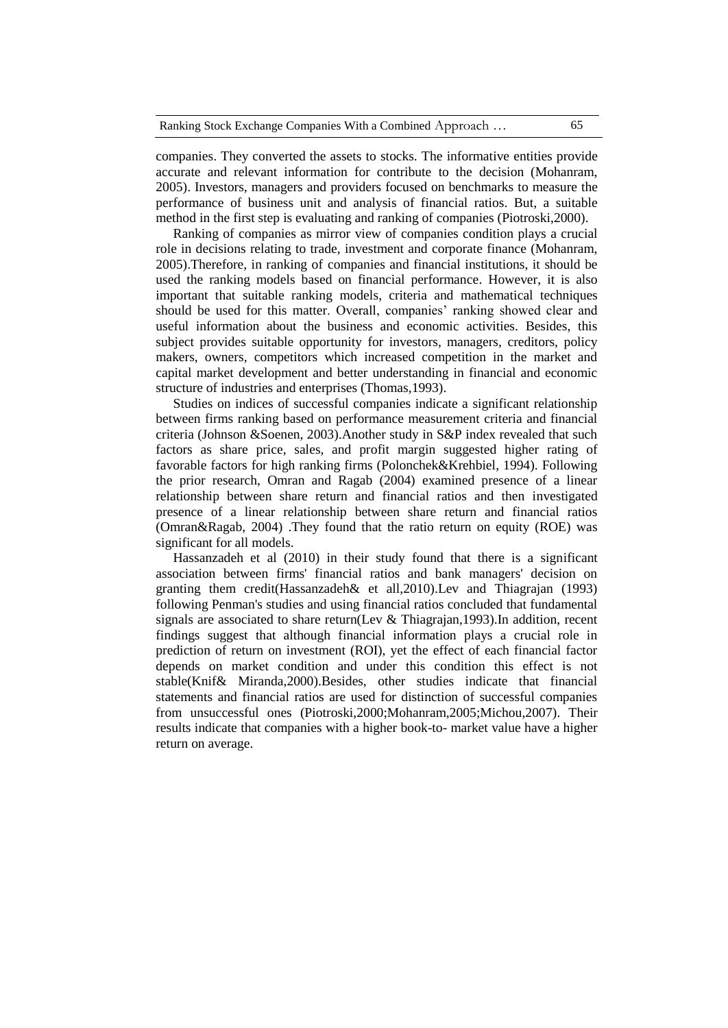companies. They converted the assets to stocks. The informative entities provide accurate and relevant information for contribute to the decision (Mohanram, 2005). Investors, managers and providers focused on benchmarks to measure the performance of business unit and analysis of financial ratios. But, a suitable method in the first step is evaluating and ranking of companies (Piotroski,2000).

Ranking of companies as mirror view of companies condition plays a crucial role in decisions relating to trade, investment and corporate finance (Mohanram, 2005).Therefore, in ranking of companies and financial institutions, it should be used the ranking models based on financial performance. However, it is also important that suitable ranking models, criteria and mathematical techniques should be used for this matter. Overall, companies' ranking showed clear and useful information about the business and economic activities. Besides, this subject provides suitable opportunity for investors, managers, creditors, policy makers, owners, competitors which increased competition in the market and capital market development and better understanding in financial and economic structure of industries and enterprises (Thomas,1993).

Studies on indices of successful companies indicate a significant relationship between firms ranking based on performance measurement criteria and financial criteria (Johnson &Soenen, 2003).Another study in S&P index revealed that such factors as share price, sales, and profit margin suggested higher rating of favorable factors for high ranking firms (Polonchek&Krehbiel, 1994). Following the prior research, Omran and Ragab (2004) examined presence of a linear relationship between share return and financial ratios and then investigated presence of a linear relationship between share return and financial ratios (Omran&Ragab, 2004) .They found that the ratio return on equity (ROE) was significant for all models.

Hassanzadeh et al (2010) in their study found that there is a significant association between firms' financial ratios and bank managers' decision on granting them credit(Hassanzadeh& et all,2010).Lev and Thiagrajan (1993) following Penman's studies and using financial ratios concluded that fundamental signals are associated to share return(Lev & Thiagrajan,1993).In addition, recent findings suggest that although financial information plays a crucial role in prediction of return on investment (ROI), yet the effect of each financial factor depends on market condition and under this condition this effect is not stable(Knif& Miranda,2000).Besides, other studies indicate that financial statements and financial ratios are used for distinction of successful companies from unsuccessful ones (Piotroski,2000;Mohanram,2005;Michou,2007). Their results indicate that companies with a higher book-to- market value have a higher return on average.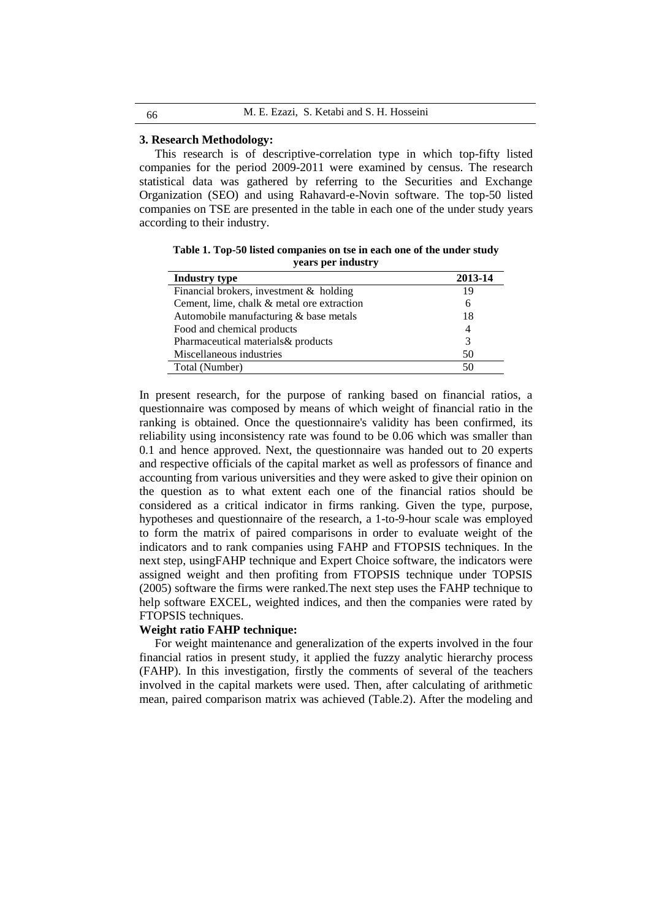## 3. Research Methodology:

This research is of descriptive-correlation type in which top-fifty listed companies for the period 2009-2011 were examined by census. The research statistical data was gathered by referring to the Securities and Exchange Organization (SEO) and using Rahavard-e-Novin software. The top-50 listed companies on TSE are presented in the table in each one of the under study years according to their industry.

**Table 1. Top-50 listed companies on tse in each one of the under study years per industry**

| Industry type | 2013-14 |
|---|---|
| Financial brokers, investment & holding | 19 |
| Cement, lime, chalk & metal ore extraction | 6 |
| Automobile manufacturing & base metals | 18 |
| Food and chemical products | 4 |
| Pharmaceutical materials& products | 3 |
| Miscellaneous industries | 50 |
| Total (Number) | 50 |

In present research, for the purpose of ranking based on financial ratios, a questionnaire was composed by means of which weight of financial ratio in the ranking is obtained. Once the questionnaire's validity has been confirmed, its reliability using inconsistency rate was found to be 0.06 which was smaller than 0.1 and hence approved. Next, the questionnaire was handed out to 20 experts and respective officials of the capital market as well as professors of finance and accounting from various universities and they were asked to give their opinion on the question as to what extent each one of the financial ratios should be considered as a critical indicator in firms ranking. Given the type, purpose, hypotheses and questionnaire of the research, a 1-to-9-hour scale was employed to form the matrix of paired comparisons in order to evaluate weight of the indicators and to rank companies using FAHP and FTOPSIS techniques. In the next step, usingFAHP technique and Expert Choice software, the indicators were assigned weight and then profiting from FTOPSIS technique under TOPSIS (2005) software the firms were ranked.The next step uses the FAHP technique to help software EXCEL, weighted indices, and then the companies were rated by FTOPSIS techniques.

**Weight ratio FAHP technique:**

For weight maintenance and generalization of the experts involved in the four financial ratios in present study, it applied the fuzzy analytic hierarchy process (FAHP). In this investigation, firstly the comments of several of the teachers involved in the capital markets were used. Then, after calculating of arithmetic mean, paired comparison matrix was achieved (Table.2). After the modeling and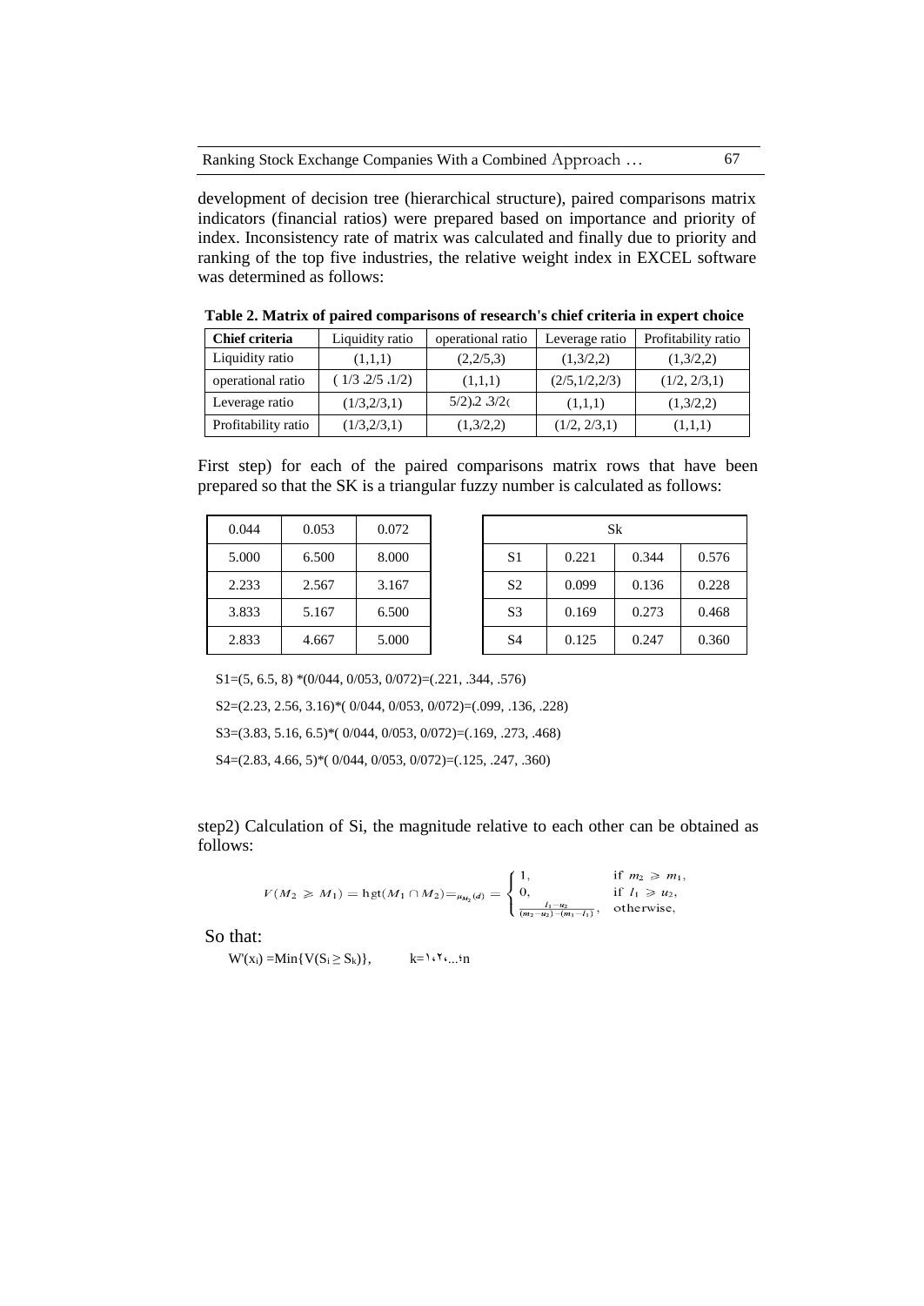development of decision tree (hierarchical structure), paired comparisons matrix indicators (financial ratios) were prepared based on importance and priority of index. Inconsistency rate of matrix was calculated and finally due to priority and ranking of the top five industries, the relative weight index in EXCEL software was determined as follows:

**Table 2. Matrix of paired comparisons of research's chief criteria in expert choice**

| Chief criteria | Liquidity ratio | operational ratio | Leverage ratio | Profitability ratio |
|---|---|---|---|---|
| Liquidity ratio | (1,1,1) | (2,2/5,3) | (1,3/2,2) | (1,3/2,2) |
| operational ratio | ( 1/3 .2/5 .1/2) | (1,1,1) | (2/5,1/2,2/3) | (1/2, 2/3,1) |
| Leverage ratio | (1/3,2/3,1) | 5/2).2 .3/2( | (1,1,1) | (1,3/2,2) |
| Profitability ratio | (1/3,2/3,1) | (1,3/2,2) | (1/2, 2/3,1) | (1,1,1) |

First step) for each of the paired comparisons matrix rows that have been prepared so that the SK is a triangular fuzzy number is calculated as follows:

| | | |
|---|---|---|
| 0.044 | 0.053 | 0.072 |
| 5.000 | 6.500 | 8.000 |
| 2.233 | 2.567 | 3.167 |
| 3.833 | 5.167 | 6.500 |
| 2.833 | 4.667 | 5.000 |

| Sk | | | |
|---|---|---|---|
| S1 | 0.221 | 0.344 | 0.576 |
| S2 | 0.099 | 0.136 | 0.228 |
| S3 | 0.169 | 0.273 | 0.468 |
| S4 | 0.125 | 0.247 | 0.360 |

S1=(5, 6.5, 8) *(0/044, 0/053, 0/072)=(.221, .344, .576)

S2=(2.23, 2.56, 3.16)*( 0/044, 0/053, 0/072)=(.099, .136, .228)

S3=(3.83, 5.16, 6.5)*( 0/044, 0/053, 0/072)=(.169, .273, .468)

S4=(2.83, 4.66, 5)*( 0/044, 0/053, 0/072)=(.125, .247, .360)

step2) Calculation of Si, the magnitude relative to each other can be obtained as follows:

$$V(M_2 \geqslant M_1) = \text{hgt}(M_1 \cap M_2) = \mu_{M_2}(d) = \begin{cases} 1, & \text{if } m_2 \geqslant m_1, \\ 0, & \text{if } l_1 \geqslant u_2, \\ \frac{l_1 - u_2}{(m_2 - u_2) - (m_1 - l_1)}, & \text{otherwise,} \end{cases}$$

So that:

$W'(x_i) = \text{Min}\{V(S_i \geq S_k)\}$, k=١،٢،...؛n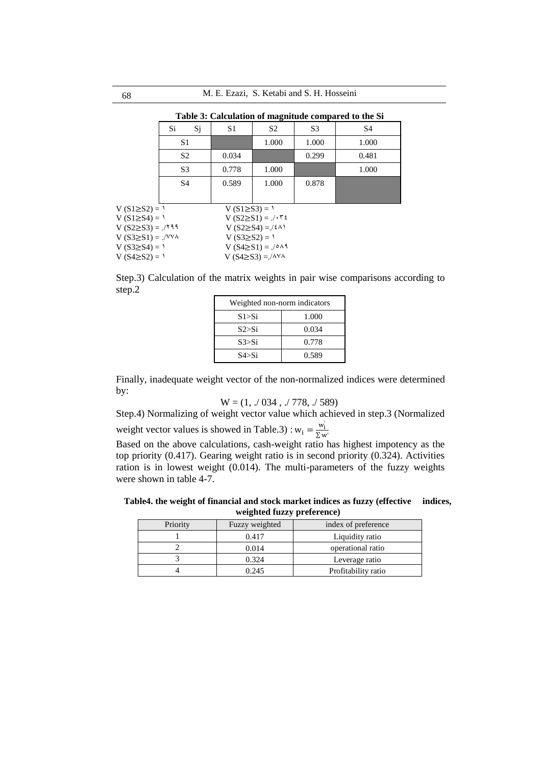**Table 3: Calculation of magnitude compared to the Si**

| Si \ Sj | S1 | S2 | S3 | S4 |
|---|---|---|---|---|
| S1 | | 1.000 | 1.000 | 1.000 |
| S2 | 0.034 | | 0.299 | 0.481 |
| S3 | 0.778 | 1.000 | | 1.000 |
| S4 | 0.589 | 1.000 | 0.878 | |

V (S1≥S2) = ۱　　　　V (S1≥S3) = ۱
V (S1≥S4) = ۱　　　　V (S2≥S1) = ./۰۳٤
V (S2≥S3) = ./۲۹۹　　V (S2≥S4) =./٤۸۱
V (S3≥S1) = ./۷۷۸　　V (S3≥S2) = ۱
V (S3≥S4) = ۱　　　　V (S4≥S1) = ./٥۸۹
V (S4≥S2) = ۱　　　　V (S4≥S3) =./۸۷۸

Step.3) Calculation of the matrix weights in pair wise comparisons according to step.2

| Weighted non-norm indicators | |
|---|---|
| S1>Si | 1.000 |
| S2>Si | 0.034 |
| S3>Si | 0.778 |
| S4>Si | 0.589 |

Finally, inadequate weight vector of the non-normalized indices were determined by:

$$W = (1, ./\,034\ ,\ ./\,778,\ ./\,589)$$

Step.4) Normalizing of weight vector value which achieved in step.3 (Normalized weight vector values is showed in Table.3) : $w_i = \frac{w_i^{'}}{\sum w'}$

Based on the above calculations, cash-weight ratio has highest impotency as the top priority (0.417). Gearing weight ratio is in second priority (0.324). Activities ration is in lowest weight (0.014). The multi-parameters of the fuzzy weights were shown in table 4-7.

**Table4. the weight of financial and stock market indices as fuzzy (effective indices, weighted fuzzy preference)**

| Priority | Fuzzy weighted | index of preference |
|---|---|---|
| 1 | 0.417 | Liquidity ratio |
| 2 | 0.014 | operational ratio |
| 3 | 0.324 | Leverage ratio |
| 4 | 0.245 | Profitability ratio |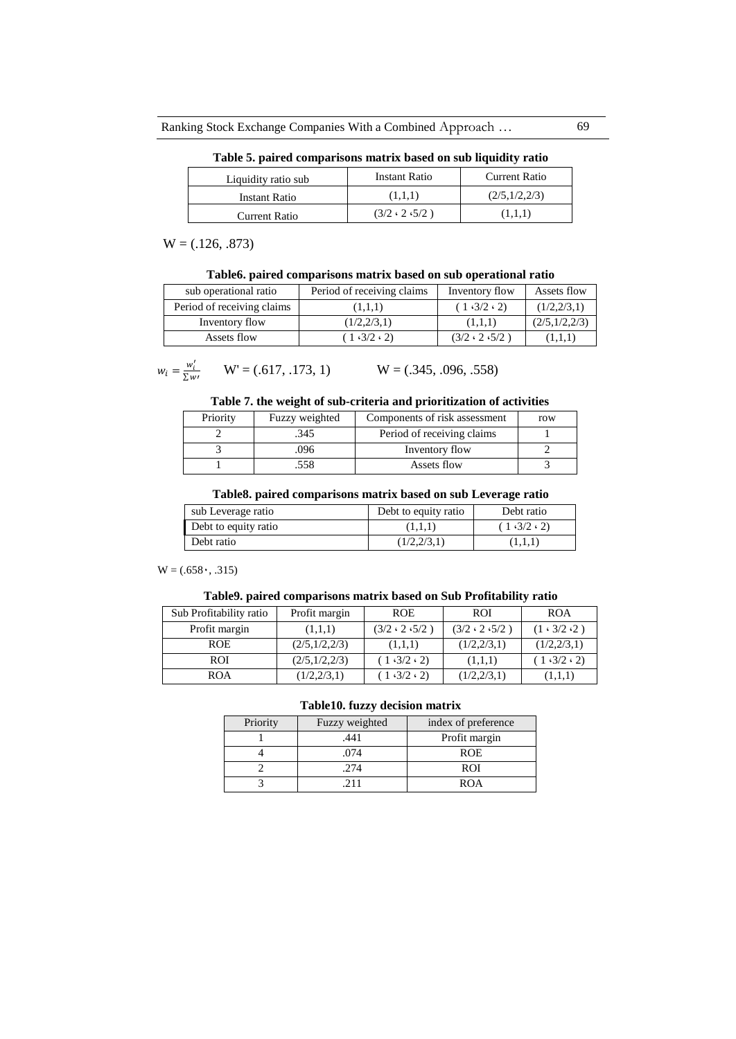**Table 5. paired comparisons matrix based on sub liquidity ratio**

| Liquidity ratio sub | Instant Ratio | Current Ratio |
|---|---|---|
| Instant Ratio | (1,1,1) | (2/5,1/2,2/3) |
| Current Ratio | (3/2 ، 2 ،5/2 ) | (1,1,1) |

W = (.126, .873)

**Table6. paired comparisons matrix based on sub operational ratio**

| sub operational ratio | Period of receiving claims | Inventory flow | Assets flow |
|---|---|---|---|
| Period of receiving claims | (1,1,1) | ( 1 ،3/2 ، 2) | (1/2,2/3,1) |
| Inventory flow | (1/2,2/3,1) | (1,1,1) | (2/5,1/2,2/3) |
| Assets flow | ( 1 ،3/2 ، 2) | (3/2 ، 2 ،5/2 ) | (1,1,1) |

$w_i = \frac{w_i'}{\sum w'}$ W' = (.617, .173, 1) W = (.345, .096, .558)

**Table 7. the weight of sub-criteria and prioritization of activities**

| Priority | Fuzzy weighted | Components of risk assessment | row |
|---|---|---|---|
| 2 | .345 | Period of receiving claims | 1 |
| 3 | .096 | Inventory flow | 2 |
| 1 | .558 | Assets flow | 3 |

**Table8. paired comparisons matrix based on sub Leverage ratio**

| sub Leverage ratio | Debt to equity ratio | Debt ratio |
|---|---|---|
| Debt to equity ratio | (1,1,1) | ( 1 ،3/2 ، 2) |
| Debt ratio | (1/2,2/3,1) | (1,1,1) |

W = (.658۰, .315)

**Table9. paired comparisons matrix based on Sub Profitability ratio**

| Sub Profitability ratio | Profit margin | ROE | ROI | ROA |
|---|---|---|---|---|
| Profit margin | (1,1,1) | (3/2 ، 2 ،5/2 ) | (3/2 ، 2 ،5/2 ) | (1 ، 3/2 ،2 ) |
| ROE | (2/5,1/2,2/3) | (1,1,1) | (1/2,2/3,1) | (1/2,2/3,1) |
| ROI | (2/5,1/2,2/3) | ( 1 ،3/2 ، 2) | (1,1,1) | ( 1 ،3/2 ، 2) |
| ROA | (1/2,2/3,1) | ( 1 ،3/2 ، 2) | (1/2,2/3,1) | (1,1,1) |

**Table10. fuzzy decision matrix**

| Priority | Fuzzy weighted | index of preference |
|---|---|---|
| 1 | .441 | Profit margin |
| 4 | .074 | ROE |
| 2 | .274 | ROI |
| 3 | .211 | ROA |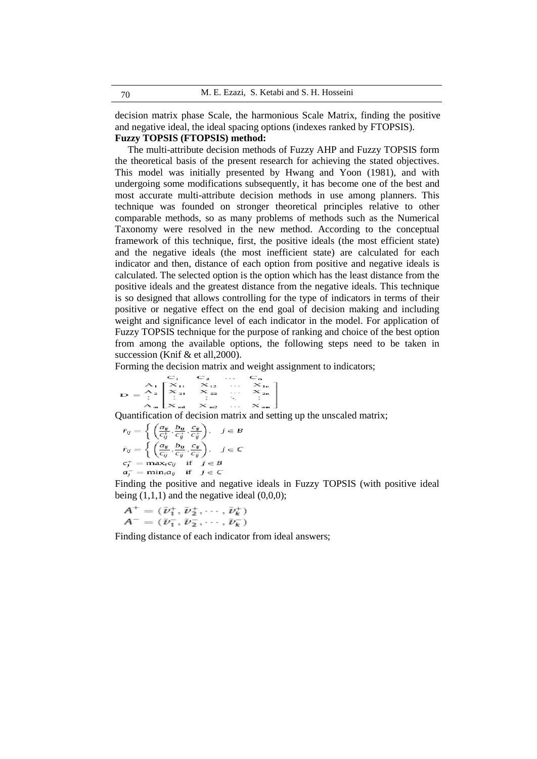decision matrix phase Scale, the harmonious Scale Matrix, finding the positive and negative ideal, the ideal spacing options (indexes ranked by FTOPSIS).

**Fuzzy TOPSIS (FTOPSIS) method:**

The multi-attribute decision methods of Fuzzy AHP and Fuzzy TOPSIS form the theoretical basis of the present research for achieving the stated objectives. This model was initially presented by Hwang and Yoon (1981), and with undergoing some modifications subsequently, it has become one of the best and most accurate multi-attribute decision methods in use among planners. This technique was founded on stronger theoretical principles relative to other comparable methods, so as many problems of methods such as the Numerical Taxonomy were resolved in the new method. According to the conceptual framework of this technique, first, the positive ideals (the most efficient state) and the negative ideals (the most inefficient state) are calculated for each indicator and then, distance of each option from positive and negative ideals is calculated. The selected option is the option which has the least distance from the positive ideals and the greatest distance from the negative ideals. This technique is so designed that allows controlling for the type of indicators in terms of their positive or negative effect on the end goal of decision making and including weight and significance level of each indicator in the model. For application of Fuzzy TOPSIS technique for the purpose of ranking and choice of the best option from among the available options, the following steps need to be taken in succession (Knif & et all,2000).

Forming the decision matrix and weight assignment to indicators;

$$
D = \begin{array}{c} \\ A_1 \\ A_2 \\ \vdots \\ A_m \end{array}
\begin{array}{c}
\begin{array}{cccc} C_1 & C_2 & \cdots & C_n \end{array} \\
\begin{bmatrix}
X_{11} & X_{12} & \cdots & X_{1n} \\
X_{21} & X_{22} & \cdots & X_{2n} \\
\vdots & \vdots & \ddots & \vdots \\
X_{m1} & X_{m2} & \cdots & X_{mn}
\end{bmatrix}
\end{array}
$$

Quantification of decision matrix and setting up the unscaled matrix;

$$
\tilde{r}_{ij} = \left\{ \left( \frac{a_{ij}}{c_j^+}, \frac{b_{ij}}{c_j^+}, \frac{c_{ij}}{c_j^+} \right), \quad j \in B \right.
$$

$$
\tilde{r}_{ij} = \left\{ \left( \frac{a_j^-}{c_{ij}}, \frac{a_j^-}{b_{ij}}, \frac{a_j^-}{a_{ij}} \right), \quad j \in C \right.
$$

$$
c_j^+ = \max_i c_{ij} \quad \text{if} \quad j \in B
$$

$$
a_j^- = \min_i a_{ij} \quad \text{if} \quad j \in C
$$

Finding the positive and negative ideals in Fuzzy TOPSIS (with positive ideal being (1,1,1) and the negative ideal (0,0,0);

$$
A^+ = (\tilde{v}_1^+, \tilde{v}_2^+, \cdots, \tilde{v}_k^+)
$$

$$
A^- = (\tilde{v}_1^-, \tilde{v}_2^-, \cdots, \tilde{v}_k^-)
$$

Finding distance of each indicator from ideal answers;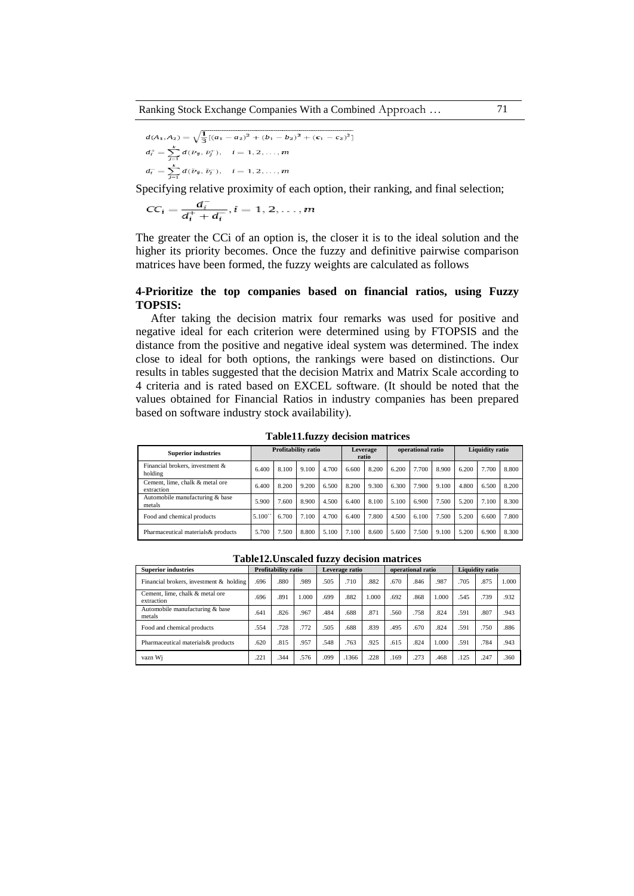$$d(A_1, A_2) = \sqrt{\frac{1}{3}[(a_1 - a_2)^2 + (b_1 - b_2)^2 + (c_1 - c_2)^2]}$$

$$d_i^+ = \sum_{j=1}^{k} d(\tilde{v}_{ij}, \tilde{v}_j^+), \quad i = 1, 2, \ldots, m$$

$$d_i^- = \sum_{j=1}^{k} d(\tilde{v}_{ij}, \tilde{v}_j^-), \quad i = 1, 2, \ldots, m$$

Specifying relative proximity of each option, their ranking, and final selection;

$$CC_i = \frac{d_i^-}{d_i^+ + d_i^-}, i = 1, 2, \ldots, m$$

The greater the CCi of an option is, the closer it is to the ideal solution and the higher its priority becomes. Once the fuzzy and definitive pairwise comparison matrices have been formed, the fuzzy weights are calculated as follows

### 4-Prioritize the top companies based on financial ratios, using Fuzzy TOPSIS:

After taking the decision matrix four remarks was used for positive and negative ideal for each criterion were determined using by FTOPSIS and the distance from the positive and negative ideal system was determined. The index close to ideal for both options, the rankings were based on distinctions. Our results in tables suggested that the decision Matrix and Matrix Scale according to 4 criteria and is rated based on EXCEL software. (It should be noted that the values obtained for Financial Ratios in industry companies has been prepared based on software industry stock availability).

**Table11.fuzzy decision matrices**

| Superior industries | Profitability ratio | | | Leverage ratio | | | operational ratio | | | Liquidity ratio | | |
|---|---|---|---|---|---|---|---|---|---|---|---|---|
| Financial brokers, investment & holding | 6.400 | 8.100 | 9.100 | 4.700 | 6.600 | 8.200 | 6.200 | 7.700 | 8.900 | 6.200 | 7.700 | 8.800 |
| Cement, lime, chalk & metal ore extraction | 6.400 | 8.200 | 9.200 | 6.500 | 8.200 | 9.300 | 6.300 | 7.900 | 9.100 | 4.800 | 6.500 | 8.200 |
| Automobile manufacturing & base metals | 5.900 | 7.600 | 8.900 | 4.500 | 6.400 | 8.100 | 5.100 | 6.900 | 7.500 | 5.200 | 7.100 | 8.300 |
| Food and chemical products | 5.100`` | 6.700 | 7.100 | 4.700 | 6.400 | 7.800 | 4.500 | 6.100 | 7.500 | 5.200 | 6.600 | 7.800 |
| Pharmaceutical materials& products | 5.700 | 7.500 | 8.800 | 5.100 | 7.100 | 8.600 | 5.600 | 7.500 | 9.100 | 5.200 | 6.900 | 8.300 |

**Table12.Unscaled fuzzy decision matrices**

| Superior industries | Profitability ratio | | | Leverage ratio | | | operational ratio | | | Liquidity ratio | | |
|---|---|---|---|---|---|---|---|---|---|---|---|---|
| Financial brokers, investment & holding | .696 | .880 | .989 | .505 | .710 | .882 | .670 | .846 | .987 | .705 | .875 | 1.000 |
| Cement, lime, chalk & metal ore extraction | .696 | .891 | 1.000 | .699 | .882 | 1.000 | .692 | .868 | 1.000 | .545 | .739 | .932 |
| Automobile manufacturing & base metals | .641 | .826 | .967 | .484 | .688 | .871 | .560 | .758 | .824 | .591 | .807 | .943 |
| Food and chemical products | .554 | .728 | .772 | .505 | .688 | .839 | .495 | .670 | .824 | .591 | .750 | .886 |
| Pharmaceutical materials& products | .620 | .815 | .957 | .548 | .763 | .925 | .615 | .824 | 1.000 | .591 | .784 | .943 |
| vazn Wj | .221 | .344 | .576 | .099 | .1366 | .228 | .169 | .273 | .468 | .125 | .247 | .360 |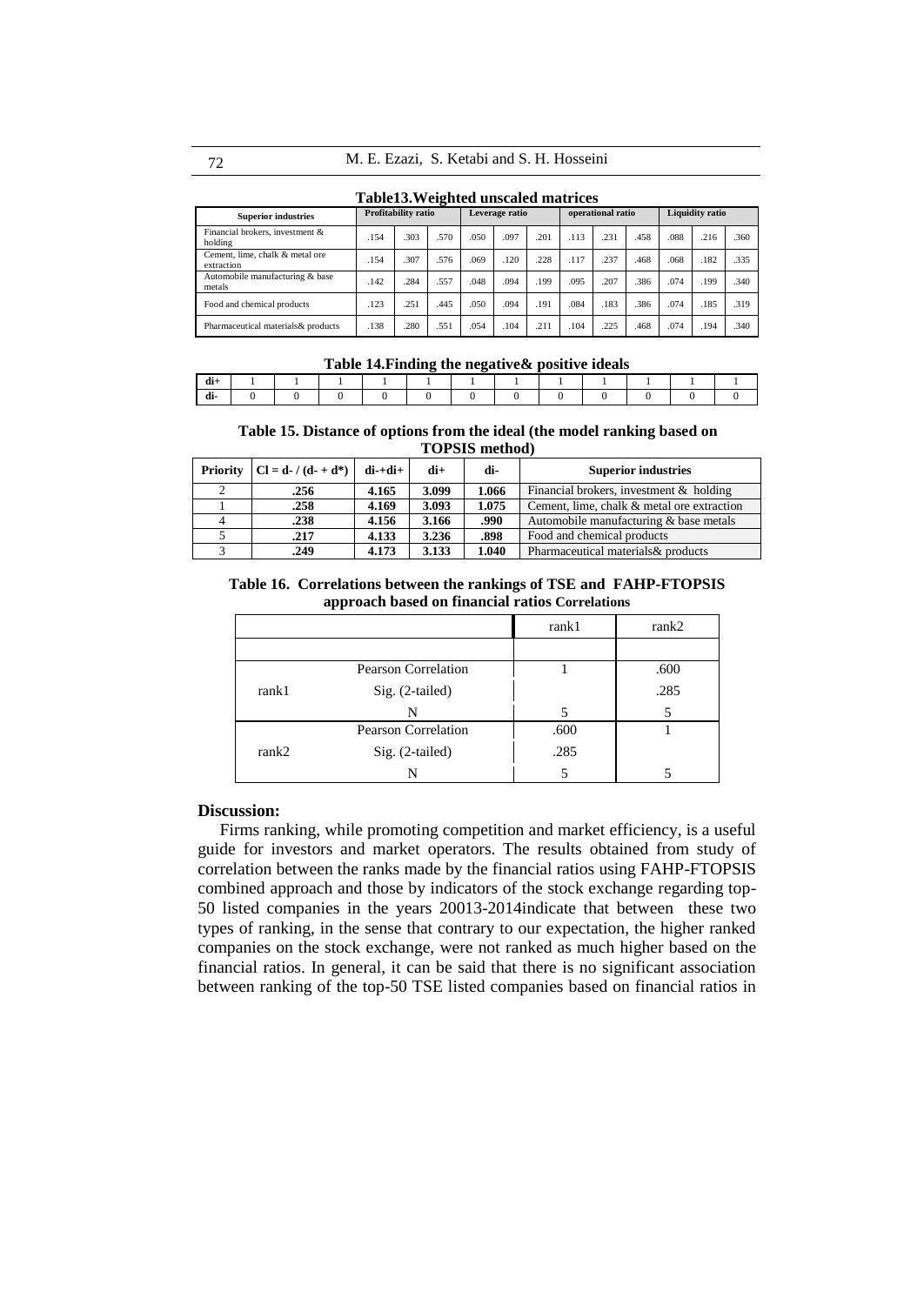**Table13.Weighted unscaled matrices**

| Superior industries | Profitability ratio | | | Leverage ratio | | | operational ratio | | | Liquidity ratio | | |
|---|---|---|---|---|---|---|---|---|---|---|---|---|
| Financial brokers, investment & holding | .154 | .303 | .570 | .050 | .097 | .201 | .113 | .231 | .458 | .088 | .216 | .360 |
| Cement, lime, chalk & metal ore extraction | .154 | .307 | .576 | .069 | .120 | .228 | .117 | .237 | .468 | .068 | .182 | .335 |
| Automobile manufacturing & base metals | .142 | .284 | .557 | .048 | .094 | .199 | .095 | .207 | .386 | .074 | .199 | .340 |
| Food and chemical products | .123 | .251 | .445 | .050 | .094 | .191 | .084 | .183 | .386 | .074 | .185 | .319 |
| Pharmaceutical materials& products | .138 | .280 | .551 | .054 | .104 | .211 | .104 | .225 | .468 | .074 | .194 | .340 |

**Table 14.Finding the negative& positive ideals**

| | | | | | | | | | | | | |
|---|---|---|---|---|---|---|---|---|---|---|---|---|
| di+ | 1 | 1 | 1 | 1 | 1 | 1 | 1 | 1 | 1 | 1 | 1 | 1 |
| di- | 0 | 0 | 0 | 0 | 0 | 0 | 0 | 0 | 0 | 0 | 0 | 0 |

**Table 15. Distance of options from the ideal (the model ranking based on TOPSIS method)**

| Priority | Cl = d- / (d- + d*) | di-+di+ | di+ | di- | Superior industries |
|---|---|---|---|---|---|
| 2 | **.256** | **4.165** | **3.099** | **1.066** | Financial brokers, investment & holding |
| 1 | **.258** | **4.169** | **3.093** | **1.075** | Cement, lime, chalk & metal ore extraction |
| 4 | **.238** | **4.156** | **3.166** | **.990** | Automobile manufacturing & base metals |
| 5 | **.217** | **4.133** | **3.236** | **.898** | Food and chemical products |
| 3 | **.249** | **4.173** | **3.133** | **1.040** | Pharmaceutical materials& products |

**Table 16. Correlations between the rankings of TSE and FAHP-FTOPSIS approach based on financial ratios Correlations**

| | | rank1 | rank2 |
|---|---|---|---|
| | | | |
| rank1 | Pearson Correlation | 1 | .600 |
| | Sig. (2-tailed) | | .285 |
| | N | 5 | 5 |
| rank2 | Pearson Correlation | .600 | 1 |
| | Sig. (2-tailed) | .285 | |
| | N | 5 | 5 |

## Discussion:

Firms ranking, while promoting competition and market efficiency, is a useful guide for investors and market operators. The results obtained from study of correlation between the ranks made by the financial ratios using FAHP-FTOPSIS combined approach and those by indicators of the stock exchange regarding top-50 listed companies in the years 20013-2014indicate that between these two types of ranking, in the sense that contrary to our expectation, the higher ranked companies on the stock exchange, were not ranked as much higher based on the financial ratios. In general, it can be said that there is no significant association between ranking of the top-50 TSE listed companies based on financial ratios in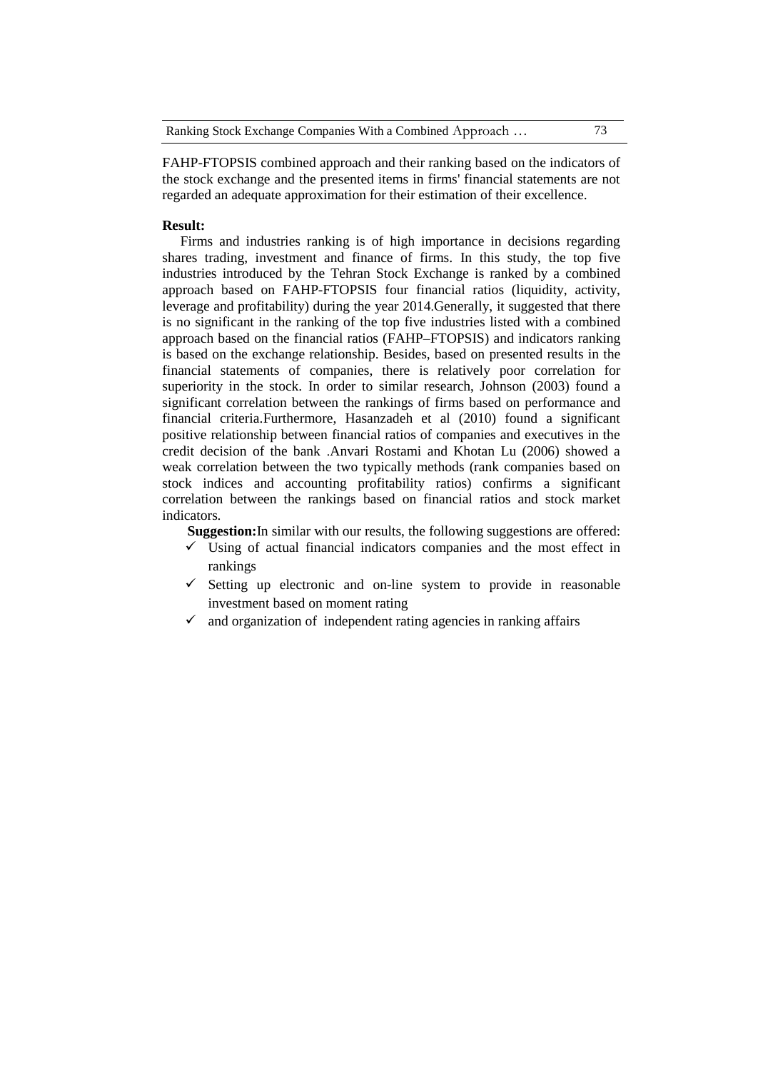FAHP-FTOPSIS combined approach and their ranking based on the indicators of the stock exchange and the presented items in firms' financial statements are not regarded an adequate approximation for their estimation of their excellence.

**Result:**

Firms and industries ranking is of high importance in decisions regarding shares trading, investment and finance of firms. In this study, the top five industries introduced by the Tehran Stock Exchange is ranked by a combined approach based on FAHP-FTOPSIS four financial ratios (liquidity, activity, leverage and profitability) during the year 2014.Generally, it suggested that there is no significant in the ranking of the top five industries listed with a combined approach based on the financial ratios (FAHP–FTOPSIS) and indicators ranking is based on the exchange relationship. Besides, based on presented results in the financial statements of companies, there is relatively poor correlation for superiority in the stock. In order to similar research, Johnson (2003) found a significant correlation between the rankings of firms based on performance and financial criteria.Furthermore, Hasanzadeh et al (2010) found a significant positive relationship between financial ratios of companies and executives in the credit decision of the bank .Anvari Rostami and Khotan Lu (2006) showed a weak correlation between the two typically methods (rank companies based on stock indices and accounting profitability ratios) confirms a significant correlation between the rankings based on financial ratios and stock market indicators.

**Suggestion:**In similar with our results, the following suggestions are offered:

- ✓ Using of actual financial indicators companies and the most effect in rankings
- ✓ Setting up electronic and on-line system to provide in reasonable investment based on moment rating
- ✓ and organization of independent rating agencies in ranking affairs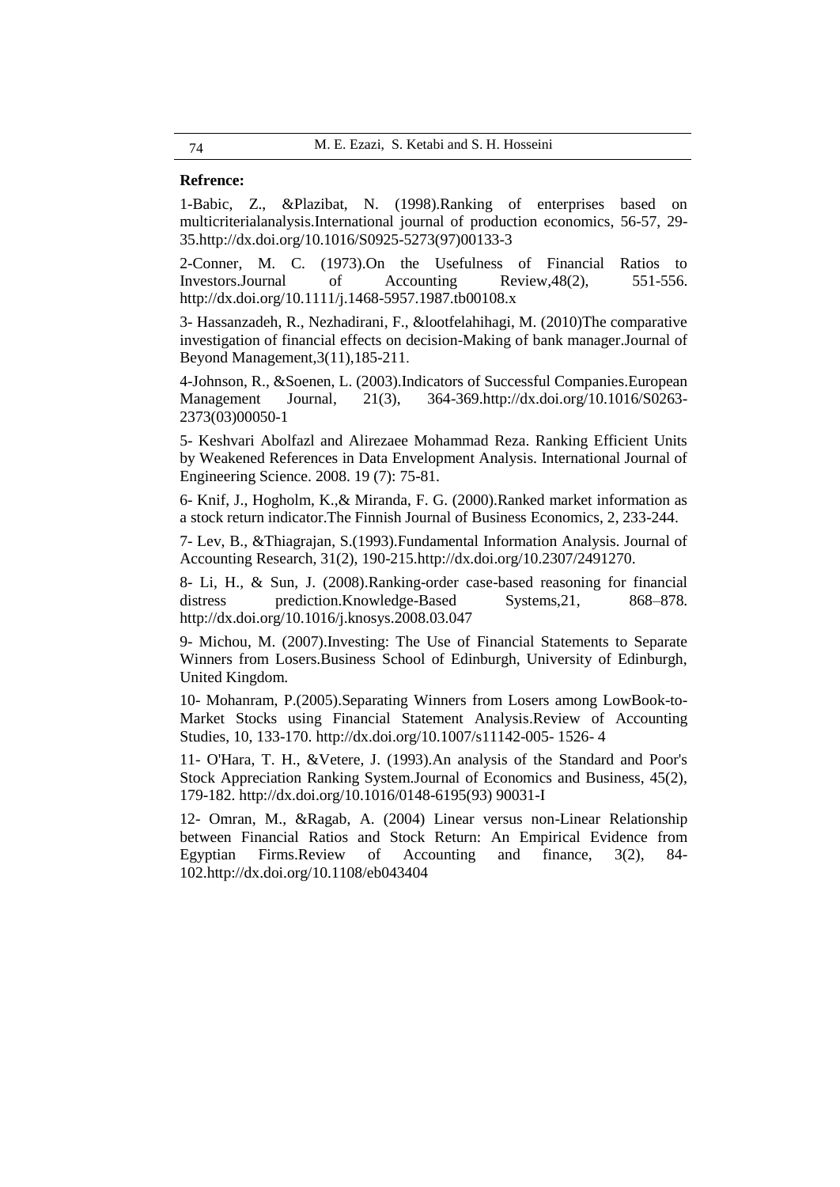**Refrence:**

1-Babic, Z., &Plazibat, N. (1998).Ranking of enterprises based on multicriterialanalysis.International journal of production economics, 56-57, 29-35.http://dx.doi.org/10.1016/S0925-5273(97)00133-3

2-Conner, M. C. (1973).On the Usefulness of Financial Ratios to Investors.Journal of Accounting Review,48(2), 551-556. http://dx.doi.org/10.1111/j.1468-5957.1987.tb00108.x

3- Hassanzadeh, R., Nezhadirani, F., &lootfelahihagi, M. (2010)The comparative investigation of financial effects on decision-Making of bank manager.Journal of Beyond Management,3(11),185-211.

4-Johnson, R., &Soenen, L. (2003).Indicators of Successful Companies.European Management Journal, 21(3), 364-369.http://dx.doi.org/10.1016/S0263-2373(03)00050-1

5- Keshvari Abolfazl and Alirezaee Mohammad Reza. Ranking Efficient Units by Weakened References in Data Envelopment Analysis. International Journal of Engineering Science. 2008. 19 (7): 75-81.

6- Knif, J., Hogholm, K.,& Miranda, F. G. (2000).Ranked market information as a stock return indicator.The Finnish Journal of Business Economics, 2, 233-244.

7- Lev, B., &Thiagrajan, S.(1993).Fundamental Information Analysis. Journal of Accounting Research, 31(2), 190-215.http://dx.doi.org/10.2307/2491270.

8- Li, H., & Sun, J. (2008).Ranking-order case-based reasoning for financial distress prediction.Knowledge-Based Systems,21, 868–878. http://dx.doi.org/10.1016/j.knosys.2008.03.047

9- Michou, M. (2007).Investing: The Use of Financial Statements to Separate Winners from Losers.Business School of Edinburgh, University of Edinburgh, United Kingdom.

10- Mohanram, P.(2005).Separating Winners from Losers among LowBook-to-Market Stocks using Financial Statement Analysis.Review of Accounting Studies, 10, 133-170. http://dx.doi.org/10.1007/s11142-005- 1526- 4

11- O'Hara, T. H., &Vetere, J. (1993).An analysis of the Standard and Poor's Stock Appreciation Ranking System.Journal of Economics and Business, 45(2), 179-182. http://dx.doi.org/10.1016/0148-6195(93) 90031-I

12- Omran, M., &Ragab, A. (2004) Linear versus non-Linear Relationship between Financial Ratios and Stock Return: An Empirical Evidence from Egyptian Firms.Review of Accounting and finance, 3(2), 84-102.http://dx.doi.org/10.1108/eb043404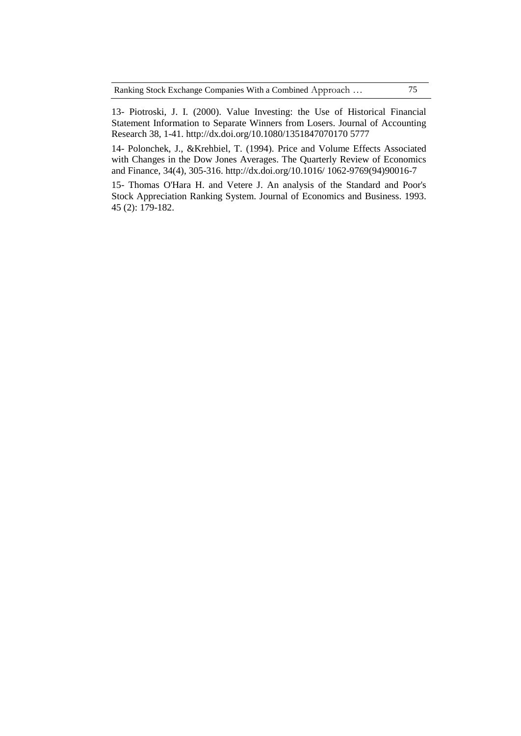13- Piotroski, J. I. (2000). Value Investing: the Use of Historical Financial Statement Information to Separate Winners from Losers. Journal of Accounting Research 38, 1-41. http://dx.doi.org/10.1080/1351847070170 5777

14- Polonchek, J., &Krehbiel, T. (1994). Price and Volume Effects Associated with Changes in the Dow Jones Averages. The Quarterly Review of Economics and Finance, 34(4), 305-316. http://dx.doi.org/10.1016/ 1062-9769(94)90016-7

15- Thomas O'Hara H. and Vetere J. An analysis of the Standard and Poor's Stock Appreciation Ranking System. Journal of Economics and Business. 1993. 45 (2): 179-182.